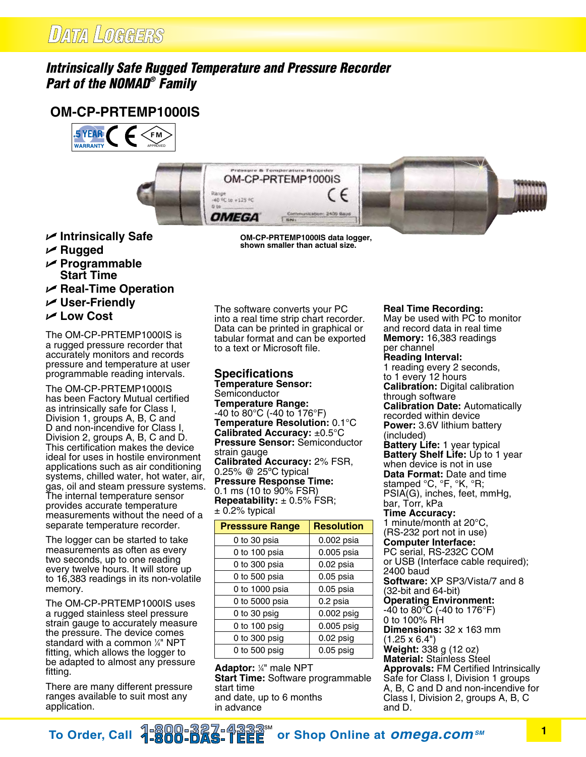# Data Loggers

## *Intrinsically Safe Rugged Temperature and Pressure Recorder Part of the NOMAD® Family*

## OM-CP-PRTEMP1000IS

OM-CP-PRTEMP1000IS data logger, shown smaller than actual size.

- **Intrinsically Safe**
- **Rugged**
- **Programmable Start Time**
- **Real-Time Operation**
- **User-Friendly**
- **Low Cost**

The OM-CP-PRTEMP1000IS is a rugged pressure recorder that accurately monitors and records pressure and temperature at user programmable reading intervals.

The OM-CP-PRTEMP1000IS has been Factory Mutual certified as intrinsically safe for Class I, Division 1, groups A, B, C and D and non-incendive for Class I, Division 2, groups A, B, C and D. This certification makes the device ideal for uses in hostile environment applications such as air conditioning systems, chilled water, hot water, air, gas, oil and steam pressure systems. The internal temperature sensor provides accurate temperature measurements without the need of a separate temperature recorder.

The logger can be started to take measurements as often as every two seconds, up to one reading every twelve hours. It will store up to 16,383 readings in its non-volatile memory.

The OM-CP-PRTEMP1000IS uses a rugged stainless steel pressure strain gauge to accurately measure the pressure. The device comes standard with a common ¼" NPT fitting, which allows the logger to be adapted to almost any pressure fitting.

There are many different pressure ranges available to suit most any application.

The software converts your PC into a real time strip chart recorder. Data can be printed in graphical or tabular format and can be exported to a text or Microsoft file.

### Specifications

**Temperature Sensor:** Semiconductor
**Temperature Range:** -40 to 80°C (-40 to 176°F)
**Temperature Resolution:** 0.1°C
**Calibrated Accuracy:** ±0.5°C
**Pressure Sensor:** Semiconductor strain gauge
**Calibrated Accuracy:** 2% FSR, 0.25% @ 25ºC typical
**Pressure Response Time:** 0.1 ms (10 to 90% FSR)
**Repeatability:** ± 0.5% FSR; ± 0.2% typical

| Presssure Range | Resolution |
|---|---|
| 0 to 30 psia | 0.002 psia |
| 0 to 100 psia | 0.005 psia |
| 0 to 300 psia | 0.02 psia |
| 0 to 500 psia | 0.05 psia |
| 0 to 1000 psia | 0.05 psia |
| 0 to 5000 psia | 0.2 psia |
| 0 to 30 psig | 0.002 psig |
| 0 to 100 psig | 0.005 psig |
| 0 to 300 psig | 0.02 psig |
| 0 to 500 psig | 0.05 psig |

**Adaptor:** ¼" male NPT
**Start Time:** Software programmable start time and date, up to 6 months in advance
**Real Time Recording:** May be used with PC to monitor and record data in real time
**Memory:** 16,383 readings per channel
**Reading Interval:** 1 reading every 2 seconds, to 1 every 12 hours
**Calibration:** Digital calibration through software
**Calibration Date:** Automatically recorded within device
**Power:** 3.6V lithium battery (included)
**Battery Life:** 1 year typical
**Battery Shelf Life:** Up to 1 year when device is not in use
**Data Format:** Date and time stamped °C, °F, °K, °R; PSIA(G), inches, feet, mmHg, bar, Torr, kPa
**Time Accuracy:** 1 minute/month at 20°C, (RS-232 port not in use)
**Computer Interface:** PC serial, RS-232C COM or USB (Interface cable required); 2400 baud
**Software:** XP SP3/Vista/7 and 8 (32-bit and 64-bit)
**Operating Environment:** -40 to 80°C (-40 to 176°F) 0 to 100% RH
**Dimensions:** 32 x 163 mm (1.25 x 6.4")
**Weight:** 338 g (12 oz)
**Material:** Stainless Steel
**Approvals:** FM Certified Intrinsically Safe for Class I, Division 1 groups A, B, C and D and non-incendive for Class I, Division 2, groups A, B, C and D.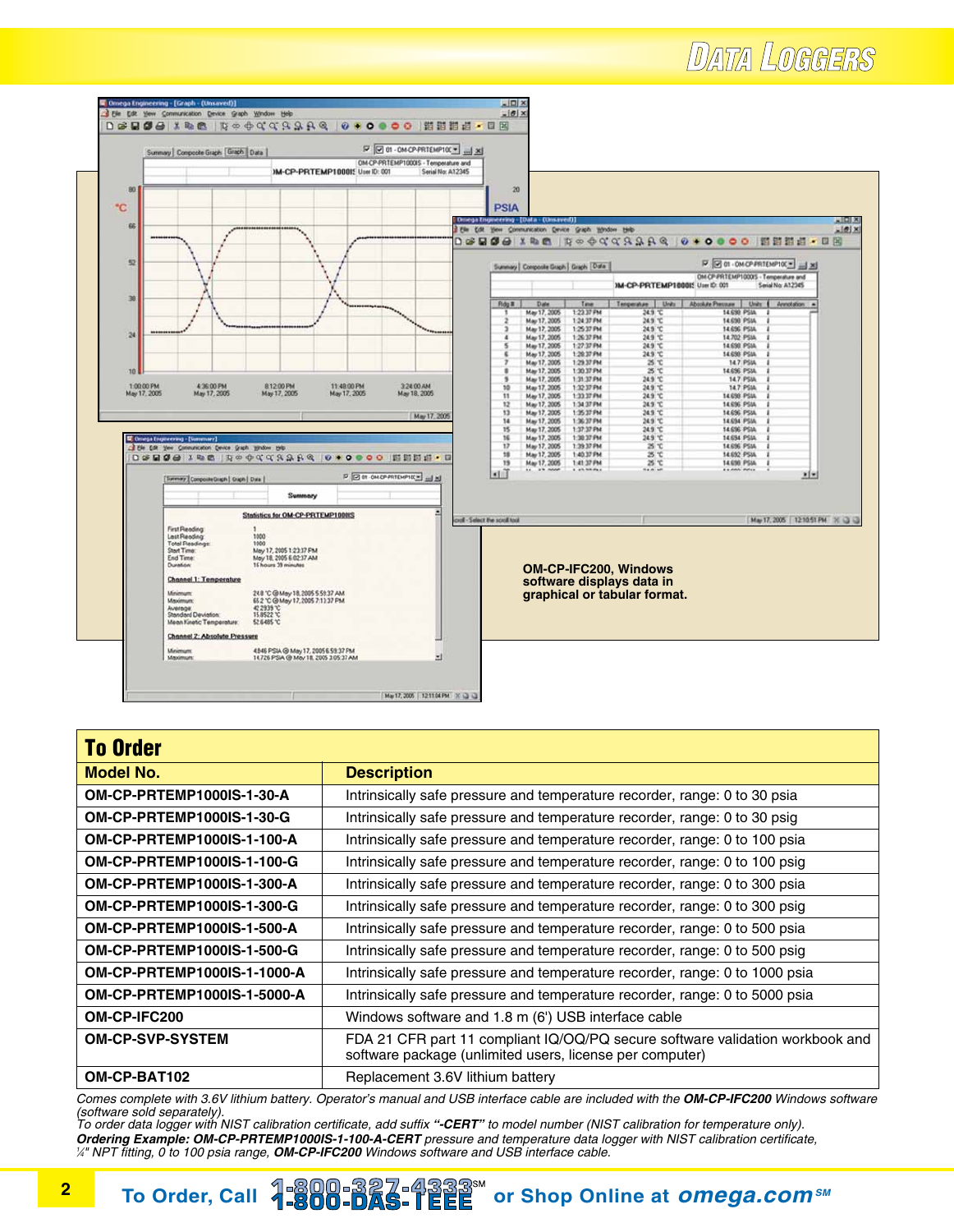OM-CP-IFC200, Windows software displays data in graphical or tabular format.

## To Order

| Model No. | Description |
|---|---|
| OM-CP-PRTEMP1000IS-1-30-A | Intrinsically safe pressure and temperature recorder, range: 0 to 30 psia |
| OM-CP-PRTEMP1000IS-1-30-G | Intrinsically safe pressure and temperature recorder, range: 0 to 30 psig |
| OM-CP-PRTEMP1000IS-1-100-A | Intrinsically safe pressure and temperature recorder, range: 0 to 100 psia |
| OM-CP-PRTEMP1000IS-1-100-G | Intrinsically safe pressure and temperature recorder, range: 0 to 100 psig |
| OM-CP-PRTEMP1000IS-1-300-A | Intrinsically safe pressure and temperature recorder, range: 0 to 300 psia |
| OM-CP-PRTEMP1000IS-1-300-G | Intrinsically safe pressure and temperature recorder, range: 0 to 300 psig |
| OM-CP-PRTEMP1000IS-1-500-A | Intrinsically safe pressure and temperature recorder, range: 0 to 500 psia |
| OM-CP-PRTEMP1000IS-1-500-G | Intrinsically safe pressure and temperature recorder, range: 0 to 500 psig |
| OM-CP-PRTEMP1000IS-1-1000-A | Intrinsically safe pressure and temperature recorder, range: 0 to 1000 psia |
| OM-CP-PRTEMP1000IS-1-5000-A | Intrinsically safe pressure and temperature recorder, range: 0 to 5000 psia |
| OM-CP-IFC200 | Windows software and 1.8 m (6') USB interface cable |
| OM-CP-SVP-SYSTEM | FDA 21 CFR part 11 compliant IQ/OQ/PQ secure software validation workbook and software package (unlimited users, license per computer) |
| OM-CP-BAT102 | Replacement 3.6V lithium battery |

*Comes complete with 3.6V lithium battery. Operator's manual and USB interface cable are included with the **OM-CP-IFC200** Windows software (software sold separately).*
*To order data logger with NIST calibration certificate, add suffix **"-CERT"** to model number (NIST calibration for temperature only).*
***Ordering Example: OM-CP-PRTEMP1000IS-1-100-A-CERT** pressure and temperature data logger with NIST calibration certificate, ¼" NPT fitting, 0 to 100 psia range, **OM-CP-IFC200** Windows software and USB interface cable.*